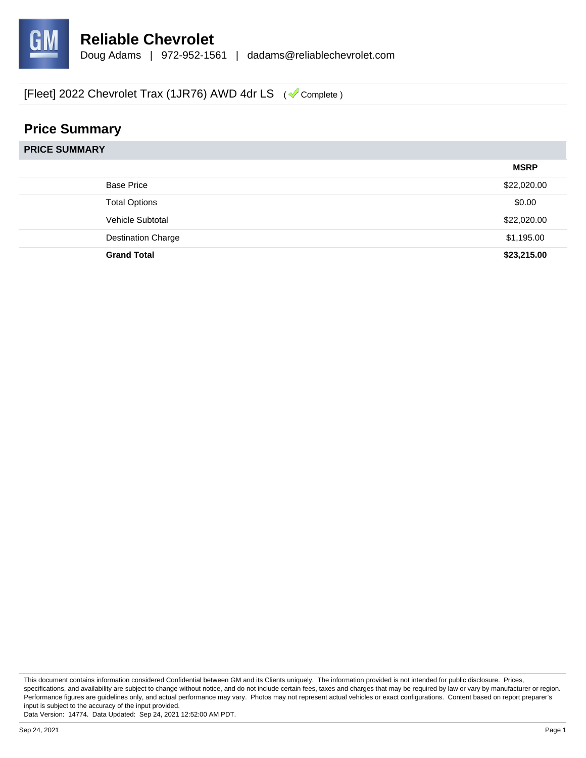# Reliable Chevrolet

Doug Adams | 972-952-1561 | dadams@reliablechevrolet.com

[Fleet] 2022 Chevrolet Trax (1JR76) AWD 4dr LS ( Complete )

## Price Summary

**PRICE SUMMARY**

| | MSRP |
|---|---|
| Base Price | $22,020.00 |
| Total Options | $0.00 |
| Vehicle Subtotal | $22,020.00 |
| Destination Charge | $1,195.00 |
| **Grand Total** | **$23,215.00** |

This document contains information considered Confidential between GM and its Clients uniquely. The information provided is not intended for public disclosure. Prices, specifications, and availability are subject to change without notice, and do not include certain fees, taxes and charges that may be required by law or vary by manufacturer or region. Performance figures are guidelines only, and actual performance may vary. Photos may not represent actual vehicles or exact configurations. Content based on report preparer's input is subject to the accuracy of the input provided.
Data Version: 14774. Data Updated: Sep 24, 2021 12:52:00 AM PDT.

Sep 24, 2021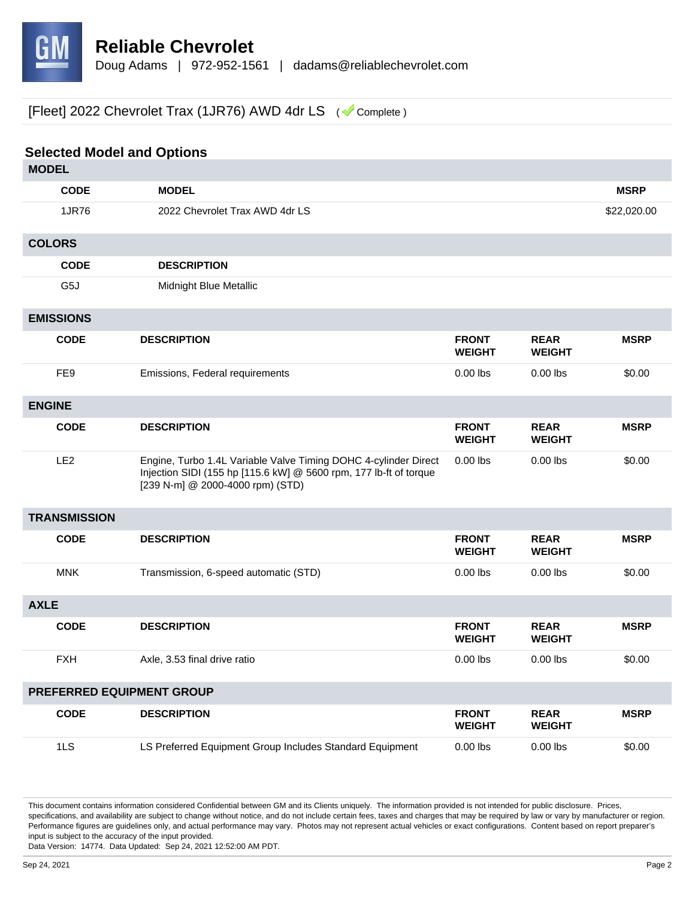# Reliable Chevrolet

Doug Adams | 972-952-1561 | dadams@reliablechevrolet.com

[Fleet] 2022 Chevrolet Trax (1JR76) AWD 4dr LS ( Complete )

## Selected Model and Options

### MODEL

| CODE | MODEL | MSRP |
|---|---|---|
| 1JR76 | 2022 Chevrolet Trax AWD 4dr LS | $22,020.00 |

### COLORS

| CODE | DESCRIPTION |
|---|---|
| G5J | Midnight Blue Metallic |

### EMISSIONS

| CODE | DESCRIPTION | FRONT WEIGHT | REAR WEIGHT | MSRP |
|---|---|---|---|---|
| FE9 | Emissions, Federal requirements | 0.00 lbs | 0.00 lbs | $0.00 |

### ENGINE

| CODE | DESCRIPTION | FRONT WEIGHT | REAR WEIGHT | MSRP |
|---|---|---|---|---|
| LE2 | Engine, Turbo 1.4L Variable Valve Timing DOHC 4-cylinder Direct Injection SIDI (155 hp [115.6 kW] @ 5600 rpm, 177 lb-ft of torque [239 N-m] @ 2000-4000 rpm) (STD) | 0.00 lbs | 0.00 lbs | $0.00 |

### TRANSMISSION

| CODE | DESCRIPTION | FRONT WEIGHT | REAR WEIGHT | MSRP |
|---|---|---|---|---|
| MNK | Transmission, 6-speed automatic (STD) | 0.00 lbs | 0.00 lbs | $0.00 |

### AXLE

| CODE | DESCRIPTION | FRONT WEIGHT | REAR WEIGHT | MSRP |
|---|---|---|---|---|
| FXH | Axle, 3.53 final drive ratio | 0.00 lbs | 0.00 lbs | $0.00 |

### PREFERRED EQUIPMENT GROUP

| CODE | DESCRIPTION | FRONT WEIGHT | REAR WEIGHT | MSRP |
|---|---|---|---|---|
| 1LS | LS Preferred Equipment Group Includes Standard Equipment | 0.00 lbs | 0.00 lbs | $0.00 |

This document contains information considered Confidential between GM and its Clients uniquely. The information provided is not intended for public disclosure. Prices, specifications, and availability are subject to change without notice, and do not include certain fees, taxes and charges that may be required by law or vary by manufacturer or region. Performance figures are guidelines only, and actual performance may vary. Photos may not represent actual vehicles or exact configurations. Content based on report preparer's input is subject to the accuracy of the input provided.
Data Version: 14774. Data Updated: Sep 24, 2021 12:52:00 AM PDT.

Sep 24, 2021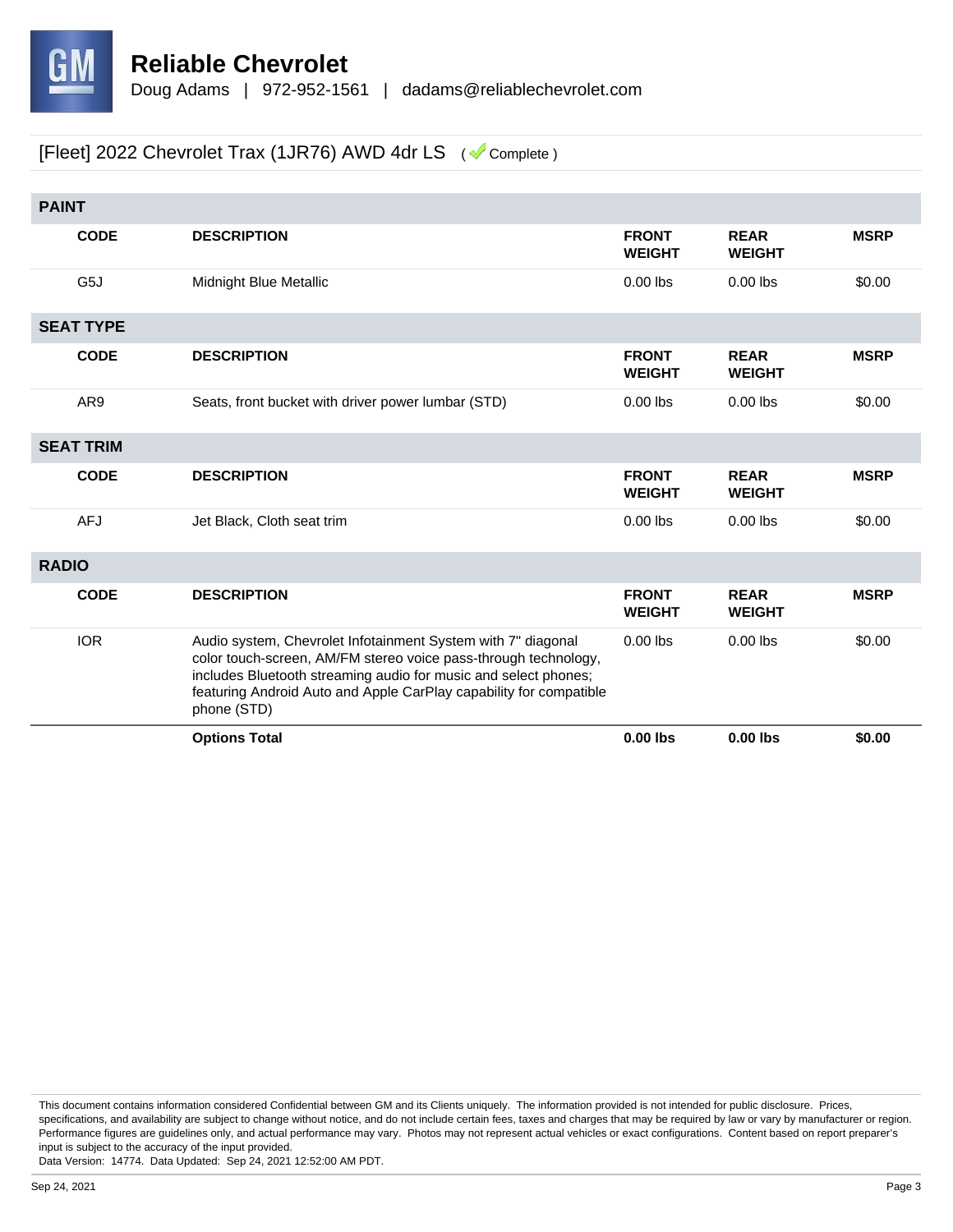# Reliable Chevrolet

Doug Adams | 972-952-1561 | dadams@reliablechevrolet.com

## [Fleet] 2022 Chevrolet Trax (1JR76) AWD 4dr LS ( Complete )

### PAINT

| CODE | DESCRIPTION | FRONT WEIGHT | REAR WEIGHT | MSRP |
|---|---|---|---|---|
| G5J | Midnight Blue Metallic | 0.00 lbs | 0.00 lbs | $0.00 |

### SEAT TYPE

| CODE | DESCRIPTION | FRONT WEIGHT | REAR WEIGHT | MSRP |
|---|---|---|---|---|
| AR9 | Seats, front bucket with driver power lumbar (STD) | 0.00 lbs | 0.00 lbs | $0.00 |

### SEAT TRIM

| CODE | DESCRIPTION | FRONT WEIGHT | REAR WEIGHT | MSRP |
|---|---|---|---|---|
| AFJ | Jet Black, Cloth seat trim | 0.00 lbs | 0.00 lbs | $0.00 |

### RADIO

| CODE | DESCRIPTION | FRONT WEIGHT | REAR WEIGHT | MSRP |
|---|---|---|---|---|
| IOR | Audio system, Chevrolet Infotainment System with 7" diagonal color touch-screen, AM/FM stereo voice pass-through technology, includes Bluetooth streaming audio for music and select phones; featuring Android Auto and Apple CarPlay capability for compatible phone (STD) | 0.00 lbs | 0.00 lbs | $0.00 |
| | **Options Total** | **0.00 lbs** | **0.00 lbs** | **$0.00** |

This document contains information considered Confidential between GM and its Clients uniquely. The information provided is not intended for public disclosure. Prices, specifications, and availability are subject to change without notice, and do not include certain fees, taxes and charges that may be required by law or vary by manufacturer or region. Performance figures are guidelines only, and actual performance may vary. Photos may not represent actual vehicles or exact configurations. Content based on report preparer's input is subject to the accuracy of the input provided.
Data Version: 14774. Data Updated: Sep 24, 2021 12:52:00 AM PDT.

Sep 24, 2021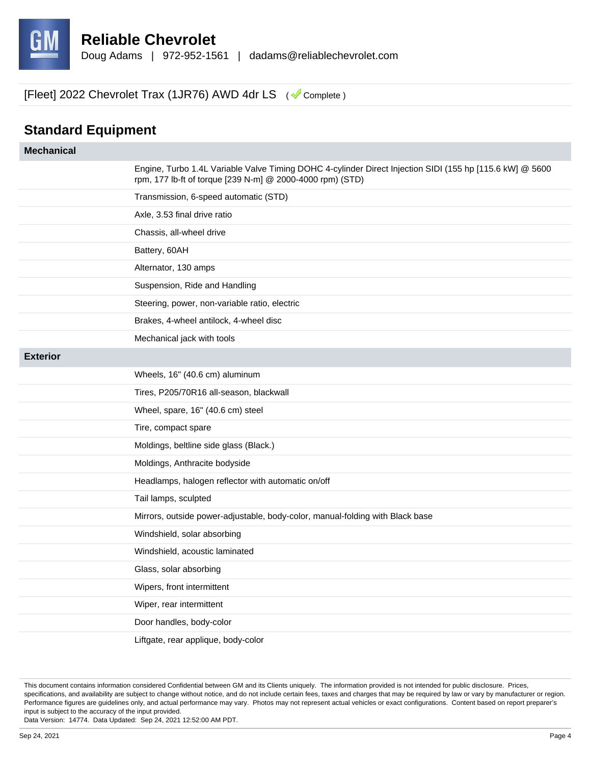**Reliable Chevrolet**
Doug Adams | 972-952-1561 | dadams@reliablechevrolet.com

[Fleet] 2022 Chevrolet Trax (1JR76) AWD 4dr LS ( Complete )

## Standard Equipment

| Mechanical | |
|---|---|
| | Engine, Turbo 1.4L Variable Valve Timing DOHC 4-cylinder Direct Injection SIDI (155 hp [115.6 kW] @ 5600 rpm, 177 lb-ft of torque [239 N-m] @ 2000-4000 rpm) (STD) |
| | Transmission, 6-speed automatic (STD) |
| | Axle, 3.53 final drive ratio |
| | Chassis, all-wheel drive |
| | Battery, 60AH |
| | Alternator, 130 amps |
| | Suspension, Ride and Handling |
| | Steering, power, non-variable ratio, electric |
| | Brakes, 4-wheel antilock, 4-wheel disc |
| | Mechanical jack with tools |
| **Exterior** | |
| | Wheels, 16" (40.6 cm) aluminum |
| | Tires, P205/70R16 all-season, blackwall |
| | Wheel, spare, 16" (40.6 cm) steel |
| | Tire, compact spare |
| | Moldings, beltline side glass (Black.) |
| | Moldings, Anthracite bodyside |
| | Headlamps, halogen reflector with automatic on/off |
| | Tail lamps, sculpted |
| | Mirrors, outside power-adjustable, body-color, manual-folding with Black base |
| | Windshield, solar absorbing |
| | Windshield, acoustic laminated |
| | Glass, solar absorbing |
| | Wipers, front intermittent |
| | Wiper, rear intermittent |
| | Door handles, body-color |
| | Liftgate, rear applique, body-color |

This document contains information considered Confidential between GM and its Clients uniquely. The information provided is not intended for public disclosure. Prices, specifications, and availability are subject to change without notice, and do not include certain fees, taxes and charges that may be required by law or vary by manufacturer or region. Performance figures are guidelines only, and actual performance may vary. Photos may not represent actual vehicles or exact configurations. Content based on report preparer's input is subject to the accuracy of the input provided.
Data Version: 14774. Data Updated: Sep 24, 2021 12:52:00 AM PDT.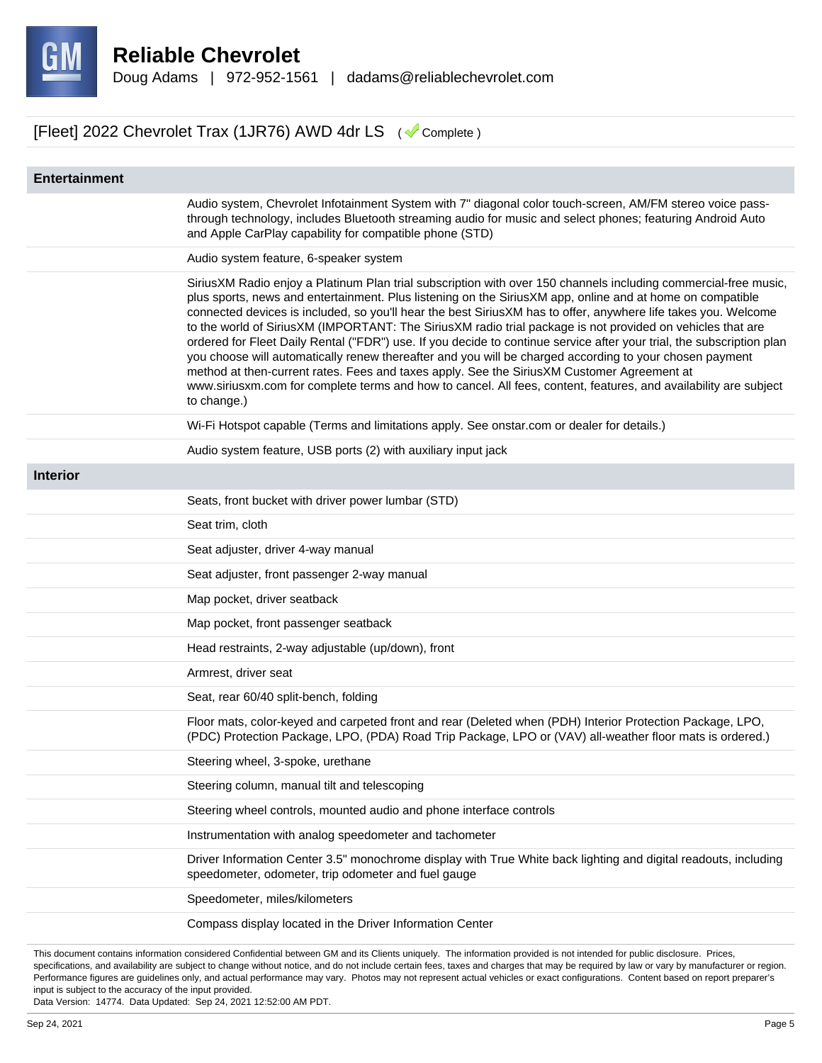# Reliable Chevrolet

Doug Adams | 972-952-1561 | dadams@reliablechevrolet.com

## [Fleet] 2022 Chevrolet Trax (1JR76) AWD 4dr LS ( Complete )

### Entertainment

- Audio system, Chevrolet Infotainment System with 7" diagonal color touch-screen, AM/FM stereo voice pass-through technology, includes Bluetooth streaming audio for music and select phones; featuring Android Auto and Apple CarPlay capability for compatible phone (STD)
- Audio system feature, 6-speaker system
- SiriusXM Radio enjoy a Platinum Plan trial subscription with over 150 channels including commercial-free music, plus sports, news and entertainment. Plus listening on the SiriusXM app, online and at home on compatible connected devices is included, so you'll hear the best SiriusXM has to offer, anywhere life takes you. Welcome to the world of SiriusXM (IMPORTANT: The SiriusXM radio trial package is not provided on vehicles that are ordered for Fleet Daily Rental ("FDR") use. If you decide to continue service after your trial, the subscription plan you choose will automatically renew thereafter and you will be charged according to your chosen payment method at then-current rates. Fees and taxes apply. See the SiriusXM Customer Agreement at www.siriusxm.com for complete terms and how to cancel. All fees, content, features, and availability are subject to change.)
- Wi-Fi Hotspot capable (Terms and limitations apply. See onstar.com or dealer for details.)
- Audio system feature, USB ports (2) with auxiliary input jack

### Interior

- Seats, front bucket with driver power lumbar (STD)
- Seat trim, cloth
- Seat adjuster, driver 4-way manual
- Seat adjuster, front passenger 2-way manual
- Map pocket, driver seatback
- Map pocket, front passenger seatback
- Head restraints, 2-way adjustable (up/down), front
- Armrest, driver seat
- Seat, rear 60/40 split-bench, folding
- Floor mats, color-keyed and carpeted front and rear (Deleted when (PDH) Interior Protection Package, LPO, (PDC) Protection Package, LPO, (PDA) Road Trip Package, LPO or (VAV) all-weather floor mats is ordered.)
- Steering wheel, 3-spoke, urethane
- Steering column, manual tilt and telescoping
- Steering wheel controls, mounted audio and phone interface controls
- Instrumentation with analog speedometer and tachometer
- Driver Information Center 3.5" monochrome display with True White back lighting and digital readouts, including speedometer, odometer, trip odometer and fuel gauge
- Speedometer, miles/kilometers
- Compass display located in the Driver Information Center

This document contains information considered Confidential between GM and its Clients uniquely. The information provided is not intended for public disclosure. Prices, specifications, and availability are subject to change without notice, and do not include certain fees, taxes and charges that may be required by law or vary by manufacturer or region. Performance figures are guidelines only, and actual performance may vary. Photos may not represent actual vehicles or exact configurations. Content based on report preparer's input is subject to the accuracy of the input provided.
Data Version: 14774. Data Updated: Sep 24, 2021 12:52:00 AM PDT.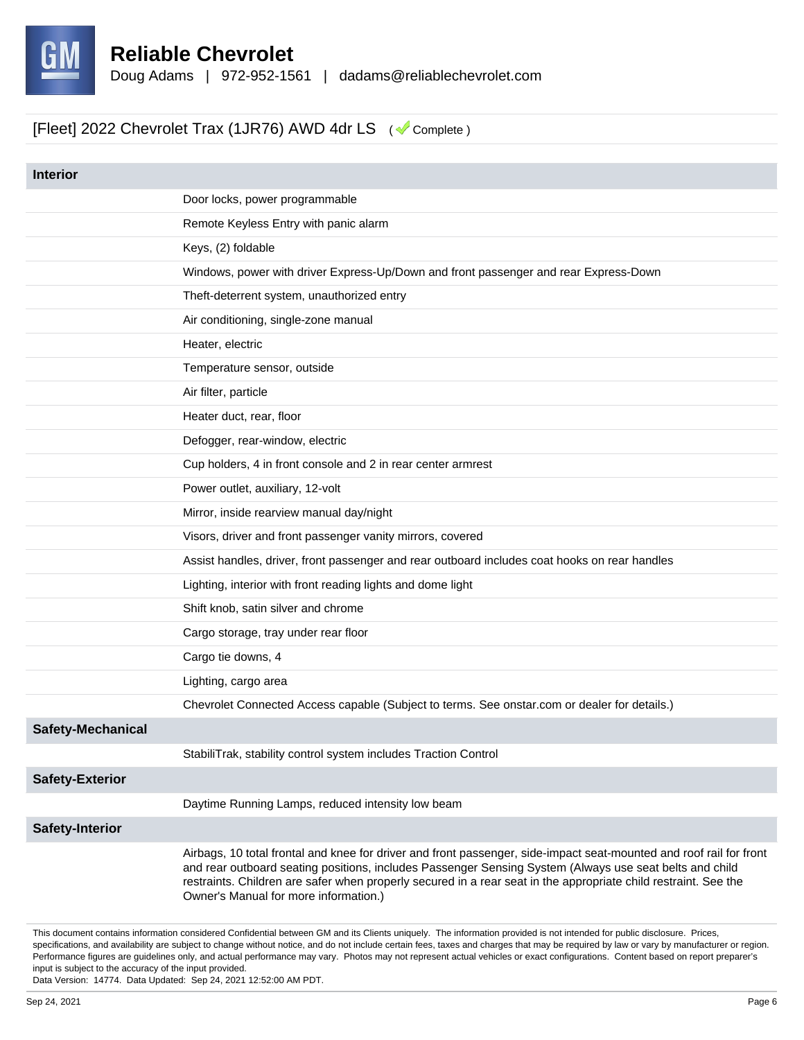# Reliable Chevrolet

Doug Adams | 972-952-1561 | dadams@reliablechevrolet.com

## [Fleet] 2022 Chevrolet Trax (1JR76) AWD 4dr LS ( Complete )

| Interior | |
|---|---|
| | Door locks, power programmable |
| | Remote Keyless Entry with panic alarm |
| | Keys, (2) foldable |
| | Windows, power with driver Express-Up/Down and front passenger and rear Express-Down |
| | Theft-deterrent system, unauthorized entry |
| | Air conditioning, single-zone manual |
| | Heater, electric |
| | Temperature sensor, outside |
| | Air filter, particle |
| | Heater duct, rear, floor |
| | Defogger, rear-window, electric |
| | Cup holders, 4 in front console and 2 in rear center armrest |
| | Power outlet, auxiliary, 12-volt |
| | Mirror, inside rearview manual day/night |
| | Visors, driver and front passenger vanity mirrors, covered |
| | Assist handles, driver, front passenger and rear outboard includes coat hooks on rear handles |
| | Lighting, interior with front reading lights and dome light |
| | Shift knob, satin silver and chrome |
| | Cargo storage, tray under rear floor |
| | Cargo tie downs, 4 |
| | Lighting, cargo area |
| | Chevrolet Connected Access capable (Subject to terms. See onstar.com or dealer for details.) |
| **Safety-Mechanical** | |
| | StabiliTrak, stability control system includes Traction Control |
| **Safety-Exterior** | |
| | Daytime Running Lamps, reduced intensity low beam |
| **Safety-Interior** | |
| | Airbags, 10 total frontal and knee for driver and front passenger, side-impact seat-mounted and roof rail for front and rear outboard seating positions, includes Passenger Sensing System (Always use seat belts and child restraints. Children are safer when properly secured in a rear seat in the appropriate child restraint. See the Owner's Manual for more information.) |

This document contains information considered Confidential between GM and its Clients uniquely. The information provided is not intended for public disclosure. Prices, specifications, and availability are subject to change without notice, and do not include certain fees, taxes and charges that may be required by law or vary by manufacturer or region. Performance figures are guidelines only, and actual performance may vary. Photos may not represent actual vehicles or exact configurations. Content based on report preparer's input is subject to the accuracy of the input provided.
Data Version: 14774. Data Updated: Sep 24, 2021 12:52:00 AM PDT.

Sep 24, 2021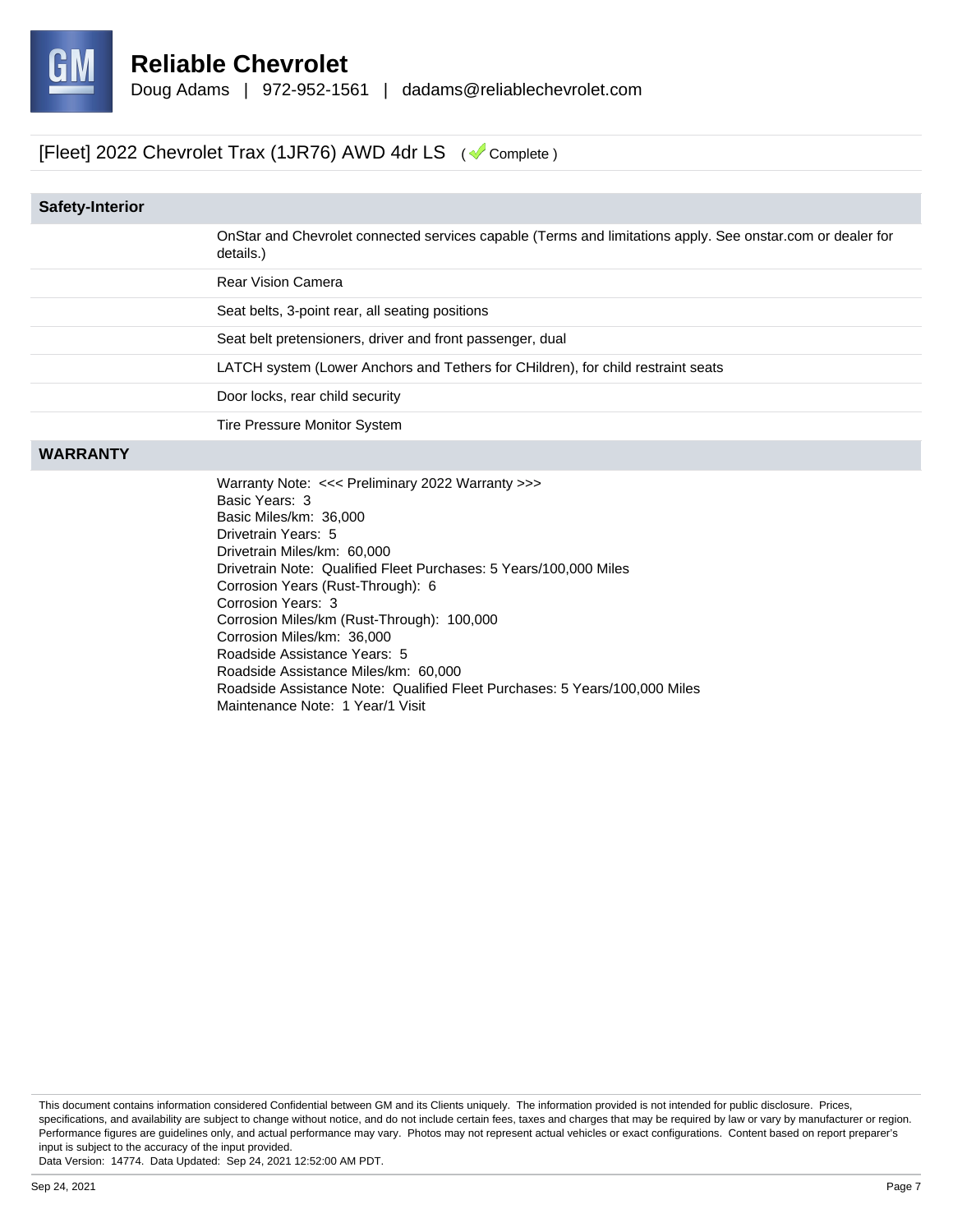# Reliable Chevrolet

Doug Adams | 972-952-1561 | dadams@reliablechevrolet.com

## [Fleet] 2022 Chevrolet Trax (1JR76) AWD 4dr LS ( Complete )

### Safety-Interior

- OnStar and Chevrolet connected services capable (Terms and limitations apply. See onstar.com or dealer for details.)
- Rear Vision Camera
- Seat belts, 3-point rear, all seating positions
- Seat belt pretensioners, driver and front passenger, dual
- LATCH system (Lower Anchors and Tethers for CHildren), for child restraint seats
- Door locks, rear child security
- Tire Pressure Monitor System

### WARRANTY

Warranty Note: <<< Preliminary 2022 Warranty >>>
Basic Years: 3
Basic Miles/km: 36,000
Drivetrain Years: 5
Drivetrain Miles/km: 60,000
Drivetrain Note: Qualified Fleet Purchases: 5 Years/100,000 Miles
Corrosion Years (Rust-Through): 6
Corrosion Years: 3
Corrosion Miles/km (Rust-Through): 100,000
Corrosion Miles/km: 36,000
Roadside Assistance Years: 5
Roadside Assistance Miles/km: 60,000
Roadside Assistance Note: Qualified Fleet Purchases: 5 Years/100,000 Miles
Maintenance Note: 1 Year/1 Visit

This document contains information considered Confidential between GM and its Clients uniquely. The information provided is not intended for public disclosure. Prices, specifications, and availability are subject to change without notice, and do not include certain fees, taxes and charges that may be required by law or vary by manufacturer or region. Performance figures are guidelines only, and actual performance may vary. Photos may not represent actual vehicles or exact configurations. Content based on report preparer's input is subject to the accuracy of the input provided.
Data Version: 14774. Data Updated: Sep 24, 2021 12:52:00 AM PDT.

Sep 24, 2021